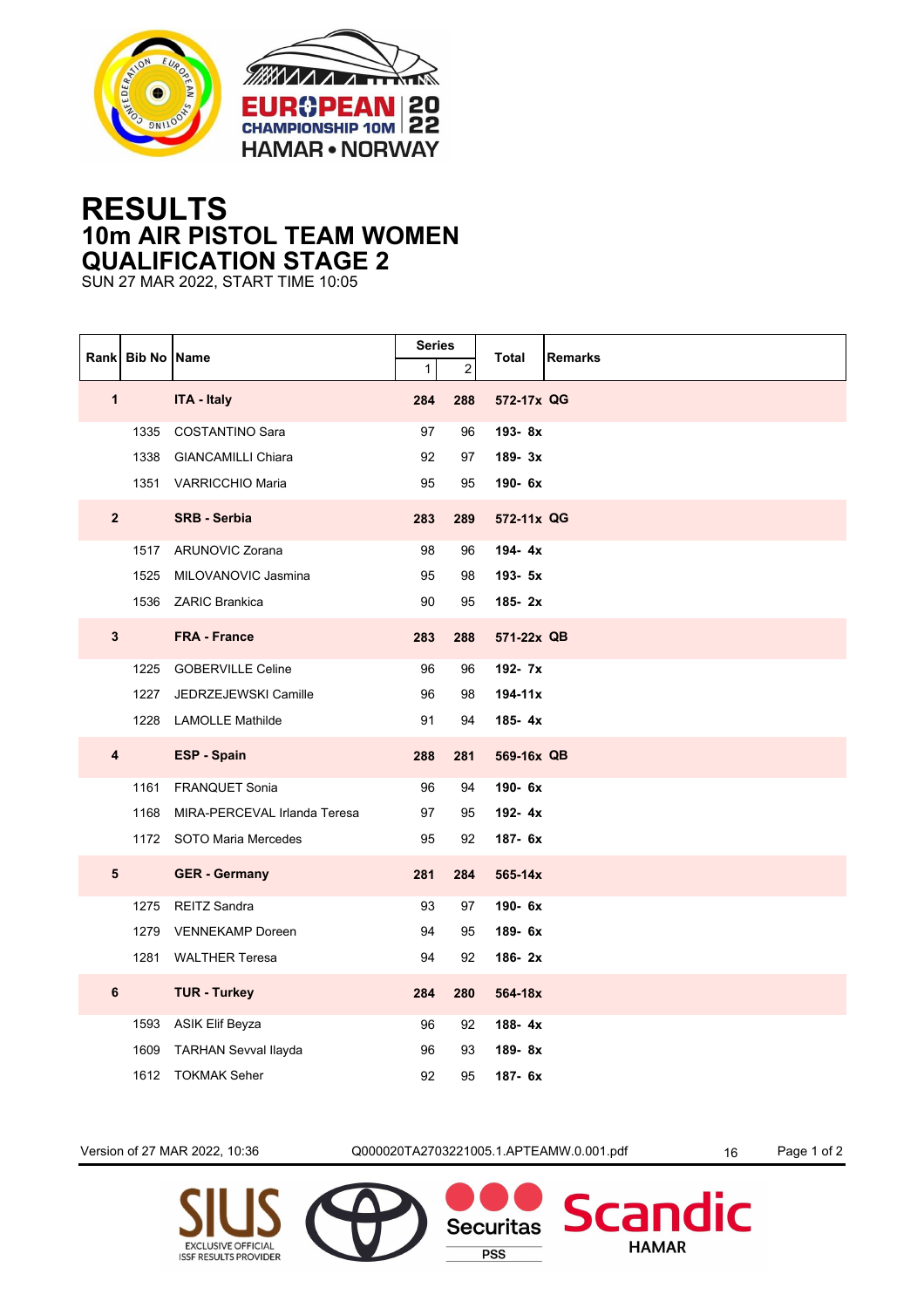# RESULTS

## 10m AIR PISTOL TEAM WOMEN

## QUALIFICATION STAGE 2

SUN 27 MAR 2022, START TIME 10:05

| Rank | Bib No | Name | Series 1 | Series 2 | Total | Remarks |
|---|---|---|---|---|---|---|
| **1** | | **ITA - Italy** | **284** | **288** | **572-17x** | **QG** |
| | 1335 | COSTANTINO Sara | 97 | 96 | **193- 8x** | |
| | 1338 | GIANCAMILLI Chiara | 92 | 97 | **189- 3x** | |
| | 1351 | VARRICCHIO Maria | 95 | 95 | **190- 6x** | |
| **2** | | **SRB - Serbia** | **283** | **289** | **572-11x** | **QG** |
| | 1517 | ARUNOVIC Zorana | 98 | 96 | **194- 4x** | |
| | 1525 | MILOVANOVIC Jasmina | 95 | 98 | **193- 5x** | |
| | 1536 | ZARIC Brankica | 90 | 95 | **185- 2x** | |
| **3** | | **FRA - France** | **283** | **288** | **571-22x** | **QB** |
| | 1225 | GOBERVILLE Celine | 96 | 96 | **192- 7x** | |
| | 1227 | JEDRZEJEWSKI Camille | 96 | 98 | **194-11x** | |
| | 1228 | LAMOLLE Mathilde | 91 | 94 | **185- 4x** | |
| **4** | | **ESP - Spain** | **288** | **281** | **569-16x** | **QB** |
| | 1161 | FRANQUET Sonia | 96 | 94 | **190- 6x** | |
| | 1168 | MIRA-PERCEVAL Irlanda Teresa | 97 | 95 | **192- 4x** | |
| | 1172 | SOTO Maria Mercedes | 95 | 92 | **187- 6x** | |
| **5** | | **GER - Germany** | **281** | **284** | **565-14x** | |
| | 1275 | REITZ Sandra | 93 | 97 | **190- 6x** | |
| | 1279 | VENNEKAMP Doreen | 94 | 95 | **189- 6x** | |
| | 1281 | WALTHER Teresa | 94 | 92 | **186- 2x** | |
| **6** | | **TUR - Turkey** | **284** | **280** | **564-18x** | |
| | 1593 | ASIK Elif Beyza | 96 | 92 | **188- 4x** | |
| | 1609 | TARHAN Sevval Ilayda | 96 | 93 | **189- 8x** | |
| | 1612 | TOKMAK Seher | 92 | 95 | **187- 6x** | |

Version of 27 MAR 2022, 10:36 Q000020TA2703221005.1.APTEAMW.0.001.pdf 16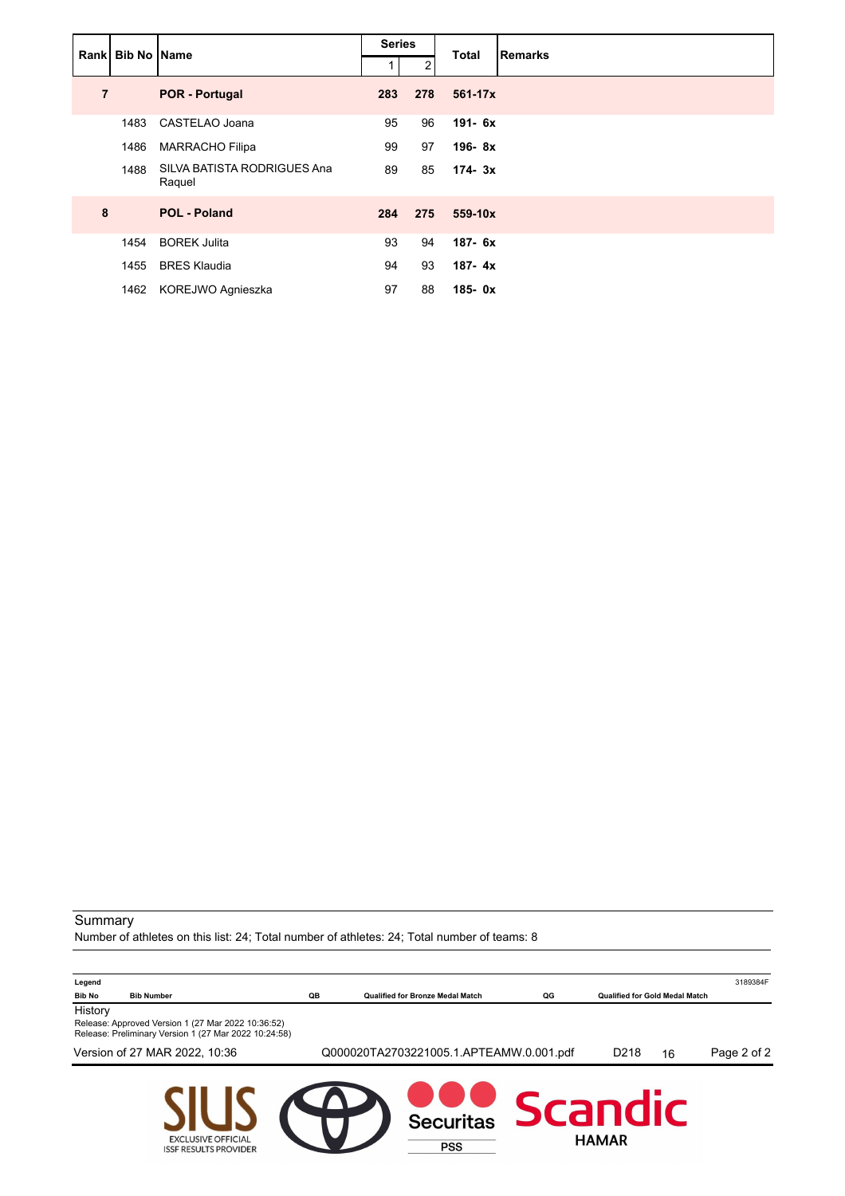| Rank | Bib No | Name | Series | | Total | Remarks |
|---|---|---|---|---|---|---|
| | | | 1 | 2 | | |
| **7** | | **POR - Portugal** | **283** | **278** | **561-17x** | |
| | 1483 | CASTELAO Joana | 95 | 96 | **191- 6x** | |
| | 1486 | MARRACHO Filipa | 99 | 97 | **196- 8x** | |
| | 1488 | SILVA BATISTA RODRIGUES Ana Raquel | 89 | 85 | **174- 3x** | |
| **8** | | **POL - Poland** | **284** | **275** | **559-10x** | |
| | 1454 | BOREK Julita | 93 | 94 | **187- 6x** | |
| | 1455 | BRES Klaudia | 94 | 93 | **187- 4x** | |
| | 1462 | KOREJWO Agnieszka | 97 | 88 | **185- 0x** | |

Summary

Number of athletes on this list: 24; Total number of athletes: 24; Total number of teams: 8

**Legend** 3189384F

| | | | | | |
|---|---|---|---|---|---|
| **Bib No** | **Bib Number** | **QB** | **Qualified for Bronze Medal Match** | **QG** | **Qualified for Gold Medal Match** |

History

Release: Approved Version 1 (27 Mar 2022 10:36:52)
Release: Preliminary Version 1 (27 Mar 2022 10:24:58)

Version of 27 MAR 2022, 10:36 Q000020TA2703221005.1.APTEAMW.0.001.pdf D218 16

SIUS EXCLUSIVE OFFICIAL ISSF RESULTS PROVIDER — Securitas PSS — Scandic HAMAR